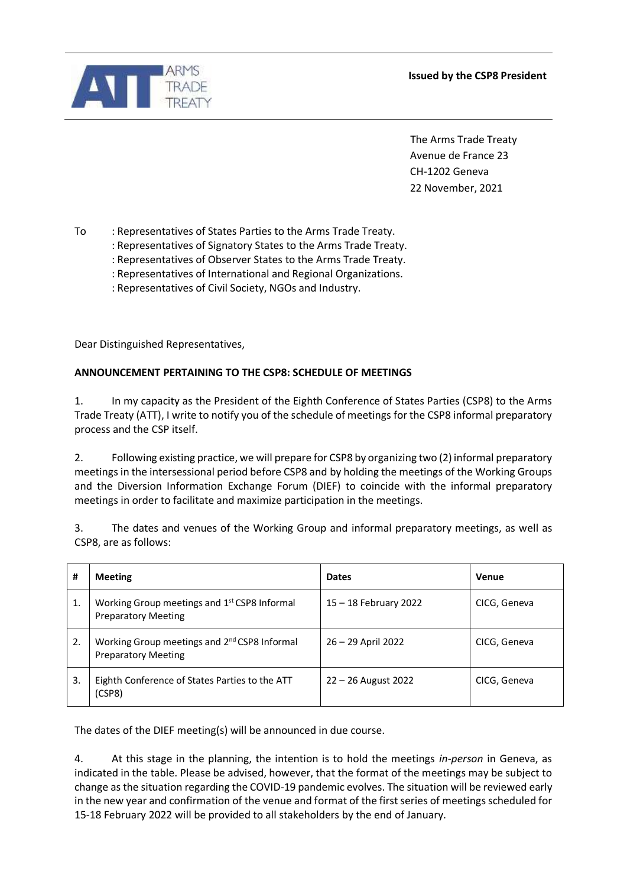**Issued by the CSP8 President**

The Arms Trade Treaty
Avenue de France 23
CH-1202 Geneva
22 November, 2021

To : Representatives of States Parties to the Arms Trade Treaty.
: Representatives of Signatory States to the Arms Trade Treaty.
: Representatives of Observer States to the Arms Trade Treaty.
: Representatives of International and Regional Organizations.
: Representatives of Civil Society, NGOs and Industry.

Dear Distinguished Representatives,

**ANNOUNCEMENT PERTAINING TO THE CSP8: SCHEDULE OF MEETINGS**

1. In my capacity as the President of the Eighth Conference of States Parties (CSP8) to the Arms Trade Treaty (ATT), I write to notify you of the schedule of meetings for the CSP8 informal preparatory process and the CSP itself.

2. Following existing practice, we will prepare for CSP8 by organizing two (2) informal preparatory meetings in the intersessional period before CSP8 and by holding the meetings of the Working Groups and the Diversion Information Exchange Forum (DIEF) to coincide with the informal preparatory meetings in order to facilitate and maximize participation in the meetings.

3. The dates and venues of the Working Group and informal preparatory meetings, as well as CSP8, are as follows:

| # | Meeting | Dates | Venue |
|---|---|---|---|
| 1. | Working Group meetings and 1st CSP8 Informal Preparatory Meeting | 15 – 18 February 2022 | CICG, Geneva |
| 2. | Working Group meetings and 2nd CSP8 Informal Preparatory Meeting | 26 – 29 April 2022 | CICG, Geneva |
| 3. | Eighth Conference of States Parties to the ATT (CSP8) | 22 – 26 August 2022 | CICG, Geneva |

The dates of the DIEF meeting(s) will be announced in due course.

4. At this stage in the planning, the intention is to hold the meetings *in-person* in Geneva, as indicated in the table. Please be advised, however, that the format of the meetings may be subject to change as the situation regarding the COVID-19 pandemic evolves. The situation will be reviewed early in the new year and confirmation of the venue and format of the first series of meetings scheduled for 15-18 February 2022 will be provided to all stakeholders by the end of January.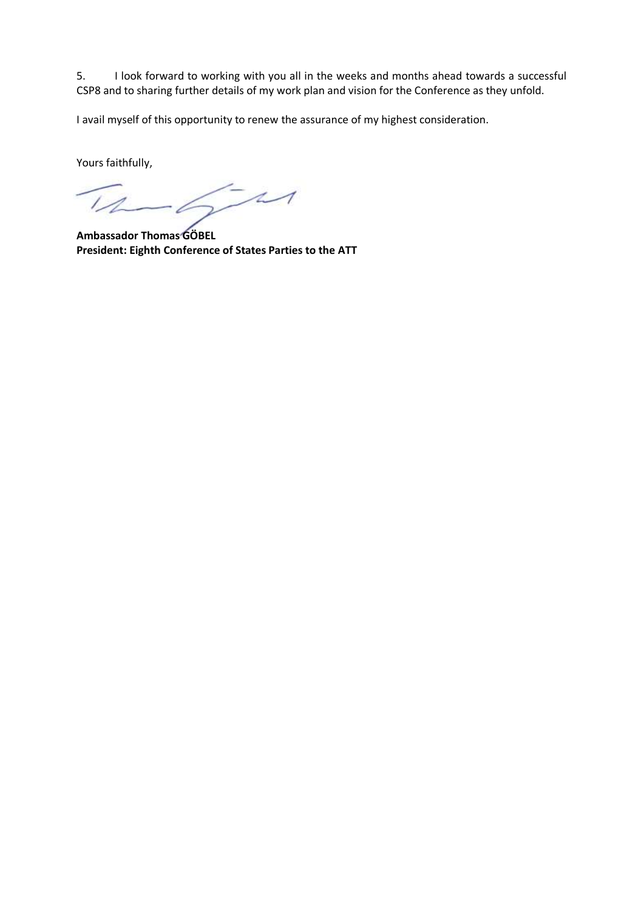5. I look forward to working with you all in the weeks and months ahead towards a successful CSP8 and to sharing further details of my work plan and vision for the Conference as they unfold.

I avail myself of this opportunity to renew the assurance of my highest consideration.

Yours faithfully,

**Ambassador Thomas GÖBEL**
**President: Eighth Conference of States Parties to the ATT**